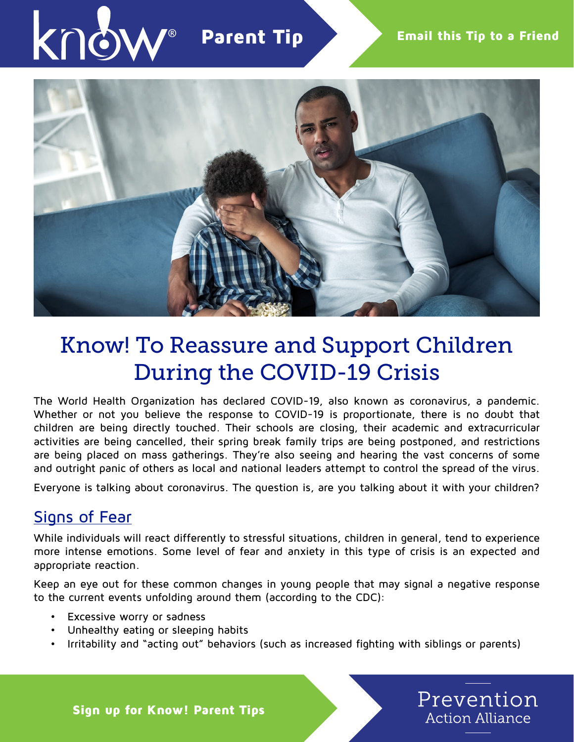# Know! To Reassure and Support Children During the COVID-19 Crisis

The World Health Organization has declared COVID-19, also known as coronavirus, a pandemic. Whether or not you believe the response to COVID-19 is proportionate, there is no doubt that children are being directly touched. Their schools are closing, their academic and extracurricular activities are being cancelled, their spring break family trips are being postponed, and restrictions are being placed on mass gatherings. They're also seeing and hearing the vast concerns of some and outright panic of others as local and national leaders attempt to control the spread of the virus.

Everyone is talking about coronavirus. The question is, are you talking about it with your children?

## Signs of Fear

While individuals will react differently to stressful situations, children in general, tend to experience more intense emotions. Some level of fear and anxiety in this type of crisis is an expected and appropriate reaction.

Keep an eye out for these common changes in young people that may signal a negative response to the current events unfolding around them (according to the CDC):

- Excessive worry or sadness
- Unhealthy eating or sleeping habits
- Irritability and "acting out" behaviors (such as increased fighting with siblings or parents)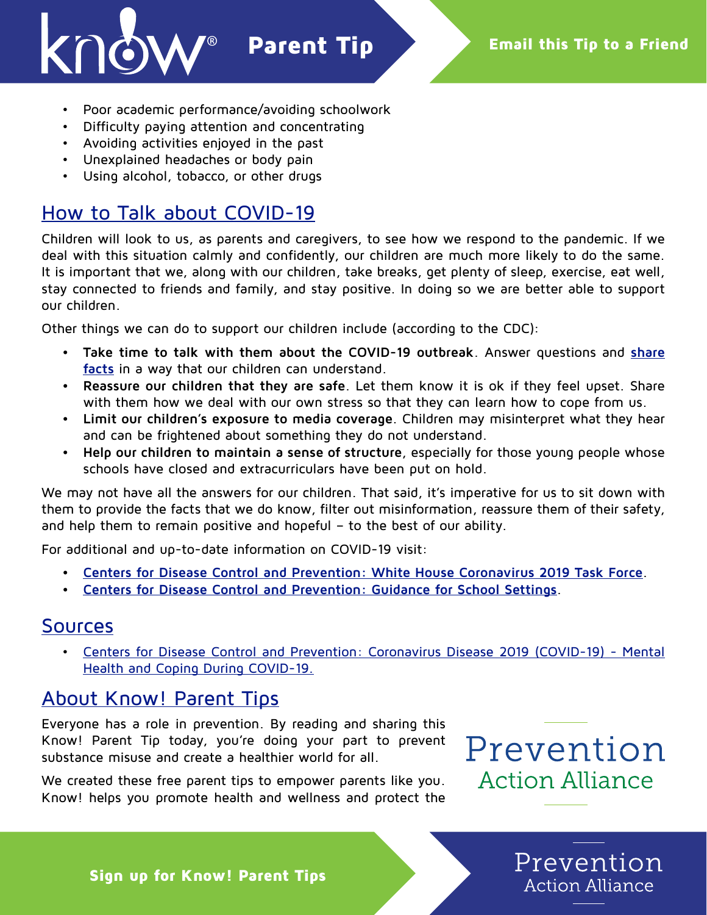- Poor academic performance/avoiding schoolwork
- Difficulty paying attention and concentrating
- Avoiding activities enjoyed in the past
- Unexplained headaches or body pain
- Using alcohol, tobacco, or other drugs

## How to Talk about COVID-19

Children will look to us, as parents and caregivers, to see how we respond to the pandemic. If we deal with this situation calmly and confidently, our children are much more likely to do the same. It is important that we, along with our children, take breaks, get plenty of sleep, exercise, eat well, stay connected to friends and family, and stay positive. In doing so we are better able to support our children.

Other things we can do to support our children include (according to the CDC):

- **Take time to talk with them about the COVID-19 outbreak**. Answer questions and **share facts** in a way that our children can understand.
- **Reassure our children that they are safe**. Let them know it is ok if they feel upset. Share with them how we deal with our own stress so that they can learn how to cope from us.
- **Limit our children's exposure to media coverage**. Children may misinterpret what they hear and can be frightened about something they do not understand.
- **Help our children to maintain a sense of structure**, especially for those young people whose schools have closed and extracurriculars have been put on hold.

We may not have all the answers for our children. That said, it's imperative for us to sit down with them to provide the facts that we do know, filter out misinformation, reassure them of their safety, and help them to remain positive and hopeful – to the best of our ability.

For additional and up-to-date information on COVID-19 visit:

- **Centers for Disease Control and Prevention: White House Coronavirus 2019 Task Force**.
- **Centers for Disease Control and Prevention: Guidance for School Settings**.

## Sources

- Centers for Disease Control and Prevention: Coronavirus Disease 2019 (COVID-19) - Mental Health and Coping During COVID-19.

## About Know! Parent Tips

Everyone has a role in prevention. By reading and sharing this Know! Parent Tip today, you're doing your part to prevent substance misuse and create a healthier world for all.

We created these free parent tips to empower parents like you. Know! helps you promote health and wellness and protect the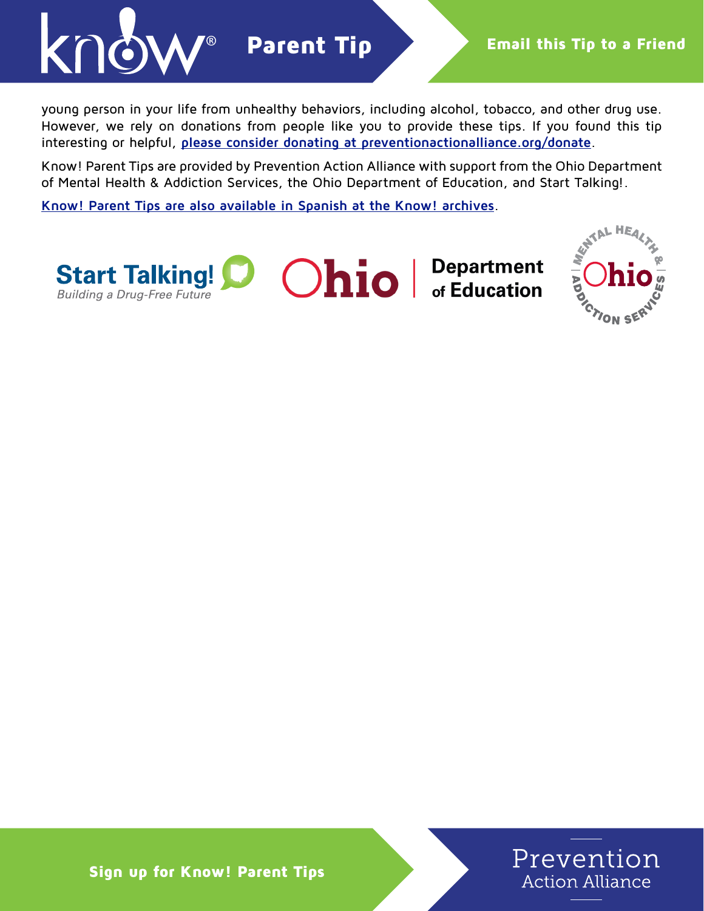young person in your life from unhealthy behaviors, including alcohol, tobacco, and other drug use. However, we rely on donations from people like you to provide these tips. If you found this tip interesting or helpful, **please consider donating at preventionactionalliance.org/donate**.

Know! Parent Tips are provided by Prevention Action Alliance with support from the Ohio Department of Mental Health & Addiction Services, the Ohio Department of Education, and Start Talking!.

**Know! Parent Tips are also available in Spanish at the Know! archives**.